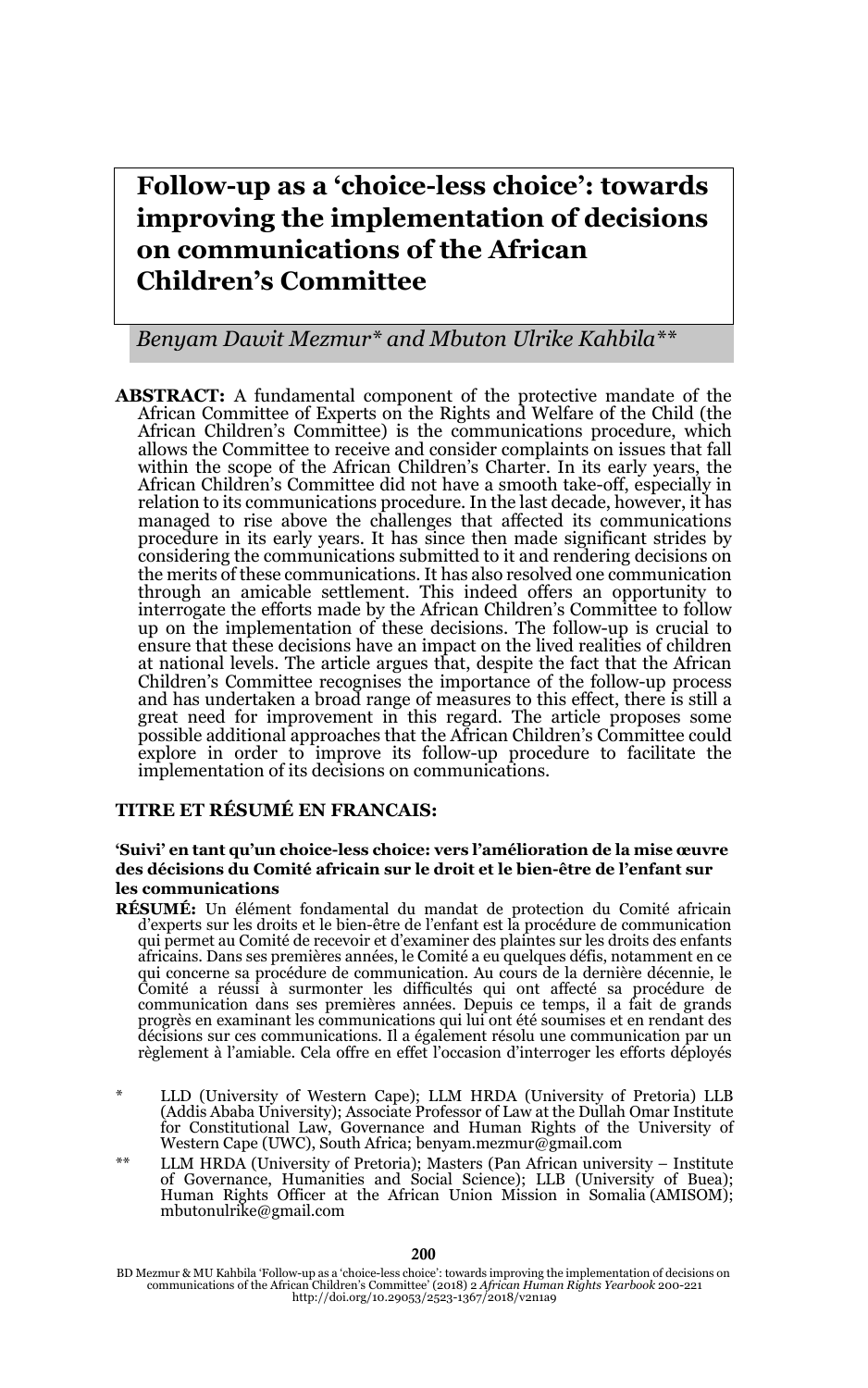# Follow-up as a 'choice-less choice': towards improving the implementation of decisions on communications of the African Children's Committee

*Benyam Dawit Mezmur\* and Mbuton Ulrike Kahbila\*\**

**ABSTRACT:** A fundamental component of the protective mandate of the African Committee of Experts on the Rights and Welfare of the Child (the African Children's Committee) is the communications procedure, which allows the Committee to receive and consider complaints on issues that fall within the scope of the African Children's Charter. In its early years, the African Children's Committee did not have a smooth take-off, especially in relation to its communications procedure. In the last decade, however, it has managed to rise above the challenges that affected its communications procedure in its early years. It has since then made significant strides by considering the communications submitted to it and rendering decisions on the merits of these communications. It has also resolved one communication through an amicable settlement. This indeed offers an opportunity to interrogate the efforts made by the African Children's Committee to follow up on the implementation of these decisions. The follow-up is crucial to ensure that these decisions have an impact on the lived realities of children at national levels. The article argues that, despite the fact that the African Children's Committee recognises the importance of the follow-up process and has undertaken a broad range of measures to this effect, there is still a great need for improvement in this regard. The article proposes some possible additional approaches that the African Children's Committee could explore in order to improve its follow-up procedure to facilitate the implementation of its decisions on communications.

**TITRE ET RÉSUMÉ EN FRANCAIS:**

**'Suivi' en tant qu'un choice-less choice: vers l'amélioration de la mise œuvre des décisions du Comité africain sur le droit et le bien-être de l'enfant sur les communications**

**RÉSUMÉ:** Un élément fondamental du mandat de protection du Comité africain d'experts sur les droits et le bien-être de l'enfant est la procédure de communication qui permet au Comité de recevoir et d'examiner des plaintes sur les droits des enfants africains. Dans ses premières années, le Comité a eu quelques défis, notamment en ce qui concerne sa procédure de communication. Au cours de la dernière décennie, le Comité a réussi à surmonter les difficultés qui ont affecté sa procédure de communication dans ses premières années. Depuis ce temps, il a fait de grands progrès en examinant les communications qui lui ont été soumises et en rendant des décisions sur ces communications. Il a également résolu une communication par un règlement à l'amiable. Cela offre en effet l'occasion d'interroger les efforts déployés

\* LLD (University of Western Cape); LLM HRDA (University of Pretoria) LLB (Addis Ababa University); Associate Professor of Law at the Dullah Omar Institute for Constitutional Law, Governance and Human Rights of the University of Western Cape (UWC), South Africa; benyam.mezmur@gmail.com

\*\* LLM HRDA (University of Pretoria); Masters (Pan African university – Institute of Governance, Humanities and Social Science); LLB (University of Buea); Human Rights Officer at the African Union Mission in Somalia (AMISOM); mbutonulrike@gmail.com

BD Mezmur & MU Kahbila 'Follow-up as a 'choice-less choice': towards improving the implementation of decisions on communications of the African Children's Committee' (2018) 2 *African Human Rights Yearbook* 200-221
http://doi.org/10.29053/2523-1367/2018/v2n1a9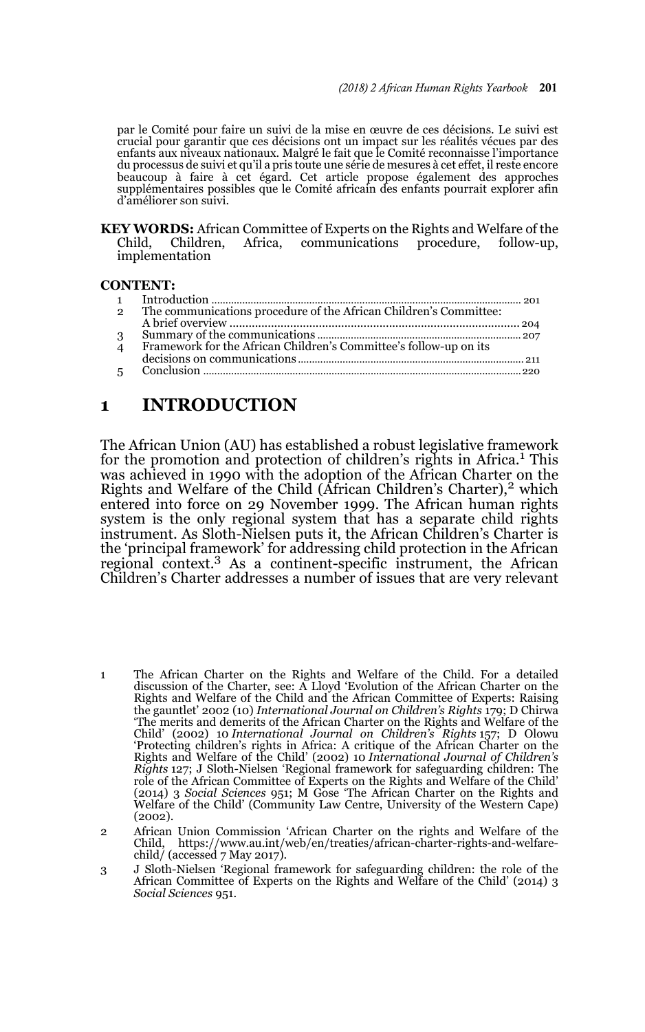par le Comité pour faire un suivi de la mise en œuvre de ces décisions. Le suivi est crucial pour garantir que ces décisions ont un impact sur les réalités vécues par des enfants aux niveaux nationaux. Malgré le fait que le Comité reconnaisse l'importance du processus de suivi et qu'il a pris toute une série de mesures à cet effet, il reste encore beaucoup à faire à cet égard. Cet article propose également des approches supplémentaires possibles que le Comité africain des enfants pourrait explorer afin d'améliorer son suivi.

**KEY WORDS:** African Committee of Experts on the Rights and Welfare of the Child, Children, Africa, communications procedure, follow-up, implementation

**CONTENT:**

1 Introduction .......... 201
2 The communications procedure of the African Children's Committee: A brief overview .......... 204
3 Summary of the communications .......... 207
4 Framework for the African Children's Committee's follow-up on its decisions on communications .......... 211
5 Conclusion .......... 220

# 1 INTRODUCTION

The African Union (AU) has established a robust legislative framework for the promotion and protection of children's rights in Africa.[1] This was achieved in 1990 with the adoption of the African Charter on the Rights and Welfare of the Child (African Children's Charter),[2] which entered into force on 29 November 1999. The African human rights system is the only regional system that has a separate child rights instrument. As Sloth-Nielsen puts it, the African Children's Charter is the 'principal framework' for addressing child protection in the African regional context.[3] As a continent-specific instrument, the African Children's Charter addresses a number of issues that are very relevant

---

1 The African Charter on the Rights and Welfare of the Child. For a detailed discussion of the Charter, see: A Lloyd 'Evolution of the African Charter on the Rights and Welfare of the Child and the African Committee of Experts: Raising the gauntlet' 2002 (10) *International Journal on Children's Rights* 179; D Chirwa 'The merits and demerits of the African Charter on the Rights and Welfare of the Child' (2002) 10 *International Journal on Children's Rights* 157; D Olowu 'Protecting children's rights in Africa: A critique of the African Charter on the Rights and Welfare of the Child' (2002) 10 *International Journal of Children's Rights* 127; J Sloth-Nielsen 'Regional framework for safeguarding children: The role of the African Committee of Experts on the Rights and Welfare of the Child' (2014) 3 *Social Sciences* 951; M Gose 'The African Charter on the Rights and Welfare of the Child' (Community Law Centre, University of the Western Cape) (2002).

2 African Union Commission 'African Charter on the rights and Welfare of the Child, https://www.au.int/web/en/treaties/african-charter-rights-and-welfare-child/ (accessed 7 May 2017).

3 J Sloth-Nielsen 'Regional framework for safeguarding children: the role of the African Committee of Experts on the Rights and Welfare of the Child' (2014) 3 *Social Sciences* 951.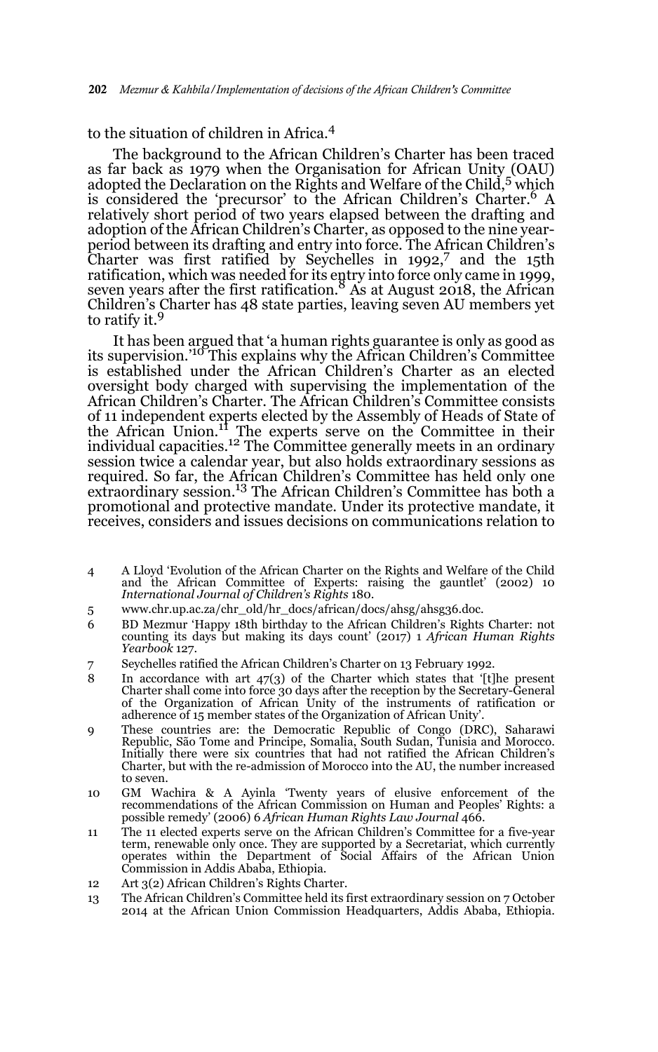to the situation of children in Africa.[4]

The background to the African Children's Charter has been traced as far back as 1979 when the Organisation for African Unity (OAU) adopted the Declaration on the Rights and Welfare of the Child,[5] which is considered the 'precursor' to the African Children's Charter.[6] A relatively short period of two years elapsed between the drafting and adoption of the African Children's Charter, as opposed to the nine year-period between its drafting and entry into force. The African Children's Charter was first ratified by Seychelles in 1992,[7] and the 15th ratification, which was needed for its entry into force only came in 1999, seven years after the first ratification.[8] As at August 2018, the African Children's Charter has 48 state parties, leaving seven AU members yet to ratify it.[9]

It has been argued that 'a human rights guarantee is only as good as its supervision.'[10] This explains why the African Children's Committee is established under the African Children's Charter as an elected oversight body charged with supervising the implementation of the African Children's Charter. The African Children's Committee consists of 11 independent experts elected by the Assembly of Heads of State of the African Union.[11] The experts serve on the Committee in their individual capacities.[12] The Committee generally meets in an ordinary session twice a calendar year, but also holds extraordinary sessions as required. So far, the African Children's Committee has held only one extraordinary session.[13] The African Children's Committee has both a promotional and protective mandate. Under its protective mandate, it receives, considers and issues decisions on communications relation to

4 A Lloyd 'Evolution of the African Charter on the Rights and Welfare of the Child and the African Committee of Experts: raising the gauntlet' (2002) 10 *International Journal of Children's Rights* 180.

5 www.chr.up.ac.za/chr_old/hr_docs/african/docs/ahsg/ahsg36.doc.

6 BD Mezmur 'Happy 18th birthday to the African Children's Rights Charter: not counting its days but making its days count' (2017) 1 *African Human Rights Yearbook* 127.

7 Seychelles ratified the African Children's Charter on 13 February 1992.

8 In accordance with art 47(3) of the Charter which states that '[t]he present Charter shall come into force 30 days after the reception by the Secretary-General of the Organization of African Unity of the instruments of ratification or adherence of 15 member states of the Organization of African Unity'.

9 These countries are: the Democratic Republic of Congo (DRC), Saharawi Republic, São Tome and Principe, Somalia, South Sudan, Tunisia and Morocco. Initially there were six countries that had not ratified the African Children's Charter, but with the re-admission of Morocco into the AU, the number increased to seven.

10 GM Wachira & A Ayinla 'Twenty years of elusive enforcement of the recommendations of the African Commission on Human and Peoples' Rights: a possible remedy' (2006) 6 *African Human Rights Law Journal* 466.

11 The 11 elected experts serve on the African Children's Committee for a five-year term, renewable only once. They are supported by a Secretariat, which currently operates within the Department of Social Affairs of the African Union Commission in Addis Ababa, Ethiopia.

12 Art 3(2) African Children's Rights Charter.

13 The African Children's Committee held its first extraordinary session on 7 October 2014 at the African Union Commission Headquarters, Addis Ababa, Ethiopia.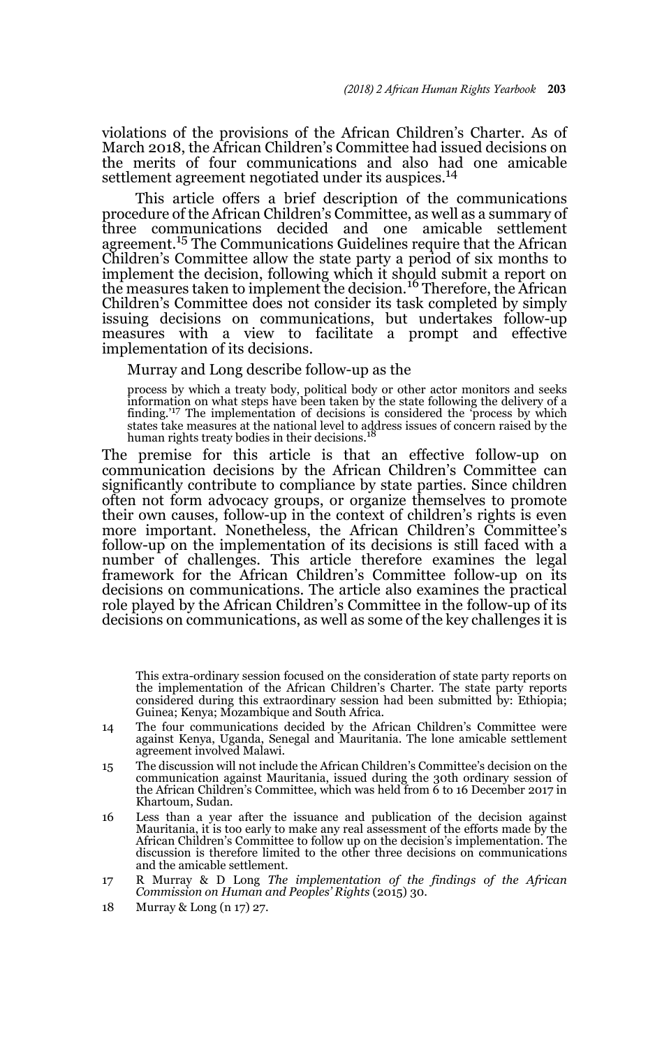violations of the provisions of the African Children's Charter. As of March 2018, the African Children's Committee had issued decisions on the merits of four communications and also had one amicable settlement agreement negotiated under its auspices.[14]

This article offers a brief description of the communications procedure of the African Children's Committee, as well as a summary of three communications decided and one amicable settlement agreement.[15] The Communications Guidelines require that the African Children's Committee allow the state party a period of six months to implement the decision, following which it should submit a report on the measures taken to implement the decision.[16] Therefore, the African Children's Committee does not consider its task completed by simply issuing decisions on communications, but undertakes follow-up measures with a view to facilitate a prompt and effective implementation of its decisions.

Murray and Long describe follow-up as the

> process by which a treaty body, political body or other actor monitors and seeks information on what steps have been taken by the state following the delivery of a finding.'[17] The implementation of decisions is considered the 'process by which states take measures at the national level to address issues of concern raised by the human rights treaty bodies in their decisions.[18]

The premise for this article is that an effective follow-up on communication decisions by the African Children's Committee can significantly contribute to compliance by state parties. Since children often not form advocacy groups, or organize themselves to promote their own causes, follow-up in the context of children's rights is even more important. Nonetheless, the African Children's Committee's follow-up on the implementation of its decisions is still faced with a number of challenges. This article therefore examines the legal framework for the African Children's Committee follow-up on its decisions on communications. The article also examines the practical role played by the African Children's Committee in the follow-up of its decisions on communications, as well as some of the key challenges it is

This extra-ordinary session focused on the consideration of state party reports on the implementation of the African Children's Charter. The state party reports considered during this extraordinary session had been submitted by: Ethiopia; Guinea; Kenya; Mozambique and South Africa.

14 The four communications decided by the African Children's Committee were against Kenya, Uganda, Senegal and Mauritania. The lone amicable settlement agreement involved Malawi.

15 The discussion will not include the African Children's Committee's decision on the communication against Mauritania, issued during the 30th ordinary session of the African Children's Committee, which was held from 6 to 16 December 2017 in Khartoum, Sudan.

16 Less than a year after the issuance and publication of the decision against Mauritania, it is too early to make any real assessment of the efforts made by the African Children's Committee to follow up on the decision's implementation. The discussion is therefore limited to the other three decisions on communications and the amicable settlement.

17 R Murray & D Long *The implementation of the findings of the African Commission on Human and Peoples' Rights* (2015) 30.

18 Murray & Long (n 17) 27.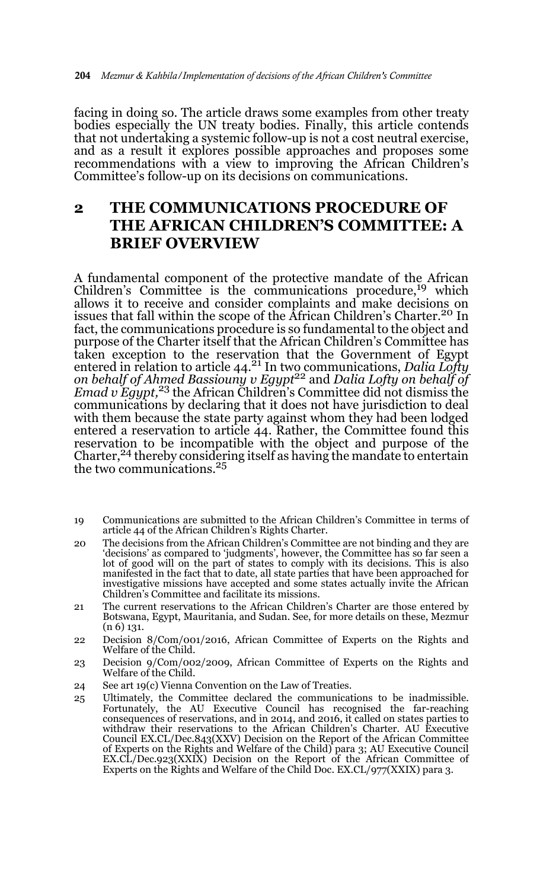facing in doing so. The article draws some examples from other treaty bodies especially the UN treaty bodies. Finally, this article contends that not undertaking a systemic follow-up is not a cost neutral exercise, and as a result it explores possible approaches and proposes some recommendations with a view to improving the African Children's Committee's follow-up on its decisions on communications.

## 2 THE COMMUNICATIONS PROCEDURE OF THE AFRICAN CHILDREN'S COMMITTEE: A BRIEF OVERVIEW

A fundamental component of the protective mandate of the African Children's Committee is the communications procedure,[19] which allows it to receive and consider complaints and make decisions on issues that fall within the scope of the African Children's Charter.[20] In fact, the communications procedure is so fundamental to the object and purpose of the Charter itself that the African Children's Committee has taken exception to the reservation that the Government of Egypt entered in relation to article 44.[21] In two communications, *Dalia Lofty on behalf of Ahmed Bassiouny v Egypt*[22] and *Dalia Lofty on behalf of Emad v Egypt,*[23] the African Children's Committee did not dismiss the communications by declaring that it does not have jurisdiction to deal with them because the state party against whom they had been lodged entered a reservation to article 44. Rather, the Committee found this reservation to be incompatible with the object and purpose of the Charter,[24] thereby considering itself as having the mandate to entertain the two communications.[25]

19 Communications are submitted to the African Children's Committee in terms of article 44 of the African Children's Rights Charter.

20 The decisions from the African Children's Committee are not binding and they are 'decisions' as compared to 'judgments', however, the Committee has so far seen a lot of good will on the part of states to comply with its decisions. This is also manifested in the fact that to date, all state parties that have been approached for investigative missions have accepted and some states actually invite the African Children's Committee and facilitate its missions.

21 The current reservations to the African Children's Charter are those entered by Botswana, Egypt, Mauritania, and Sudan. See, for more details on these, Mezmur (n 6) 131.

22 Decision 8/Com/001/2016, African Committee of Experts on the Rights and Welfare of the Child.

23 Decision 9/Com/002/2009, African Committee of Experts on the Rights and Welfare of the Child.

24 See art 19(c) Vienna Convention on the Law of Treaties.

25 Ultimately, the Committee declared the communications to be inadmissible. Fortunately, the AU Executive Council has recognised the far-reaching consequences of reservations, and in 2014, and 2016, it called on states parties to withdraw their reservations to the African Children's Charter. AU Executive Council EX.CL/Dec.843(XXV) Decision on the Report of the African Committee of Experts on the Rights and Welfare of the Child) para 3; AU Executive Council EX.CL/Dec.923(XXIX) Decision on the Report of the African Committee of Experts on the Rights and Welfare of the Child Doc. EX.CL/977(XXIX) para 3.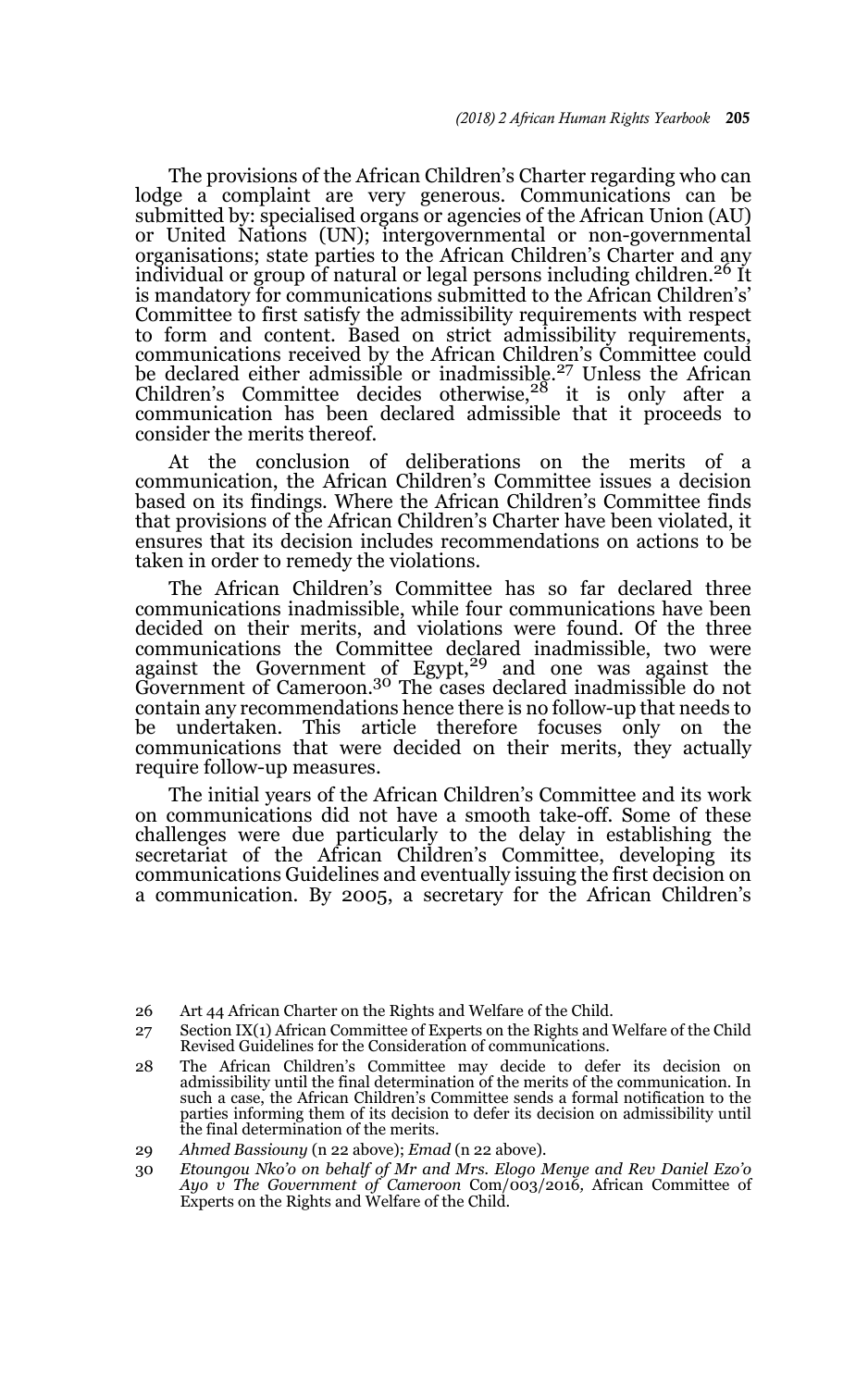The provisions of the African Children's Charter regarding who can lodge a complaint are very generous. Communications can be submitted by: specialised organs or agencies of the African Union (AU) or United Nations (UN); intergovernmental or non-governmental organisations; state parties to the African Children's Charter and any individual or group of natural or legal persons including children.[26] It is mandatory for communications submitted to the African Children's' Committee to first satisfy the admissibility requirements with respect to form and content. Based on strict admissibility requirements, communications received by the African Children's Committee could be declared either admissible or inadmissible.[27] Unless the African Children's Committee decides otherwise,[28] it is only after a communication has been declared admissible that it proceeds to consider the merits thereof.

At the conclusion of deliberations on the merits of a communication, the African Children's Committee issues a decision based on its findings. Where the African Children's Committee finds that provisions of the African Children's Charter have been violated, it ensures that its decision includes recommendations on actions to be taken in order to remedy the violations.

The African Children's Committee has so far declared three communications inadmissible, while four communications have been decided on their merits, and violations were found. Of the three communications the Committee declared inadmissible, two were against the Government of Egypt,[29] and one was against the Government of Cameroon.[30] The cases declared inadmissible do not contain any recommendations hence there is no follow-up that needs to be undertaken. This article therefore focuses only on the communications that were decided on their merits, they actually require follow-up measures.

The initial years of the African Children's Committee and its work on communications did not have a smooth take-off. Some of these challenges were due particularly to the delay in establishing the secretariat of the African Children's Committee, developing its communications Guidelines and eventually issuing the first decision on a communication. By 2005, a secretary for the African Children's

---

26 Art 44 African Charter on the Rights and Welfare of the Child.

27 Section IX(1) African Committee of Experts on the Rights and Welfare of the Child Revised Guidelines for the Consideration of communications.

28 The African Children's Committee may decide to defer its decision on admissibility until the final determination of the merits of the communication. In such a case, the African Children's Committee sends a formal notification to the parties informing them of its decision to defer its decision on admissibility until the final determination of the merits.

29 *Ahmed Bassiouny* (n 22 above); *Emad* (n 22 above).

30 *Etoungou Nko'o on behalf of Mr and Mrs. Elogo Menye and Rev Daniel Ezo'o Ayo v The Government of Cameroon* Com/003/2016, African Committee of Experts on the Rights and Welfare of the Child.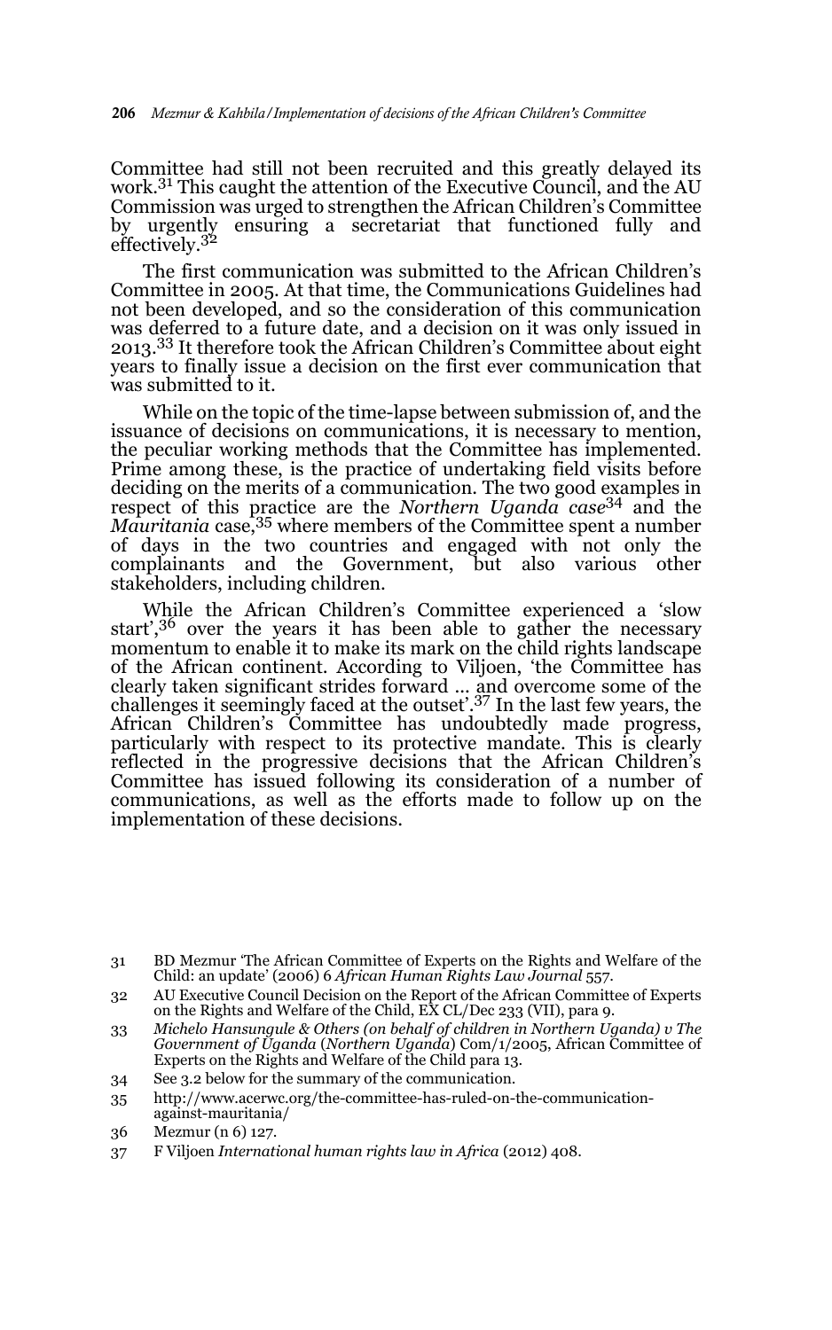Committee had still not been recruited and this greatly delayed its work.[31] This caught the attention of the Executive Council, and the AU Commission was urged to strengthen the African Children's Committee by urgently ensuring a secretariat that functioned fully and effectively.[32]

The first communication was submitted to the African Children's Committee in 2005. At that time, the Communications Guidelines had not been developed, and so the consideration of this communication was deferred to a future date, and a decision on it was only issued in 2013.[33] It therefore took the African Children's Committee about eight years to finally issue a decision on the first ever communication that was submitted to it.

While on the topic of the time-lapse between submission of, and the issuance of decisions on communications, it is necessary to mention, the peculiar working methods that the Committee has implemented. Prime among these, is the practice of undertaking field visits before deciding on the merits of a communication. The two good examples in respect of this practice are the *Northern Uganda case*[34] and the *Mauritania* case,[35] where members of the Committee spent a number of days in the two countries and engaged with not only the complainants and the Government, but also various other stakeholders, including children.

While the African Children's Committee experienced a 'slow start',[36] over the years it has been able to gather the necessary momentum to enable it to make its mark on the child rights landscape of the African continent. According to Viljoen, 'the Committee has clearly taken significant strides forward ... and overcome some of the challenges it seemingly faced at the outset'.[37] In the last few years, the African Children's Committee has undoubtedly made progress, particularly with respect to its protective mandate. This is clearly reflected in the progressive decisions that the African Children's Committee has issued following its consideration of a number of communications, as well as the efforts made to follow up on the implementation of these decisions.

---

31 BD Mezmur 'The African Committee of Experts on the Rights and Welfare of the Child: an update' (2006) 6 *African Human Rights Law Journal* 557.

32 AU Executive Council Decision on the Report of the African Committee of Experts on the Rights and Welfare of the Child, EX CL/Dec 233 (VII), para 9.

33 *Michelo Hansungule & Others (on behalf of children in Northern Uganda) v The Government of Uganda* (*Northern Uganda*) Com/1/2005, African Committee of Experts on the Rights and Welfare of the Child para 13.

34 See 3.2 below for the summary of the communication.

35 http://www.acerwc.org/the-committee-has-ruled-on-the-communication-against-mauritania/

36 Mezmur (n 6) 127.

37 F Viljoen *International human rights law in Africa* (2012) 408.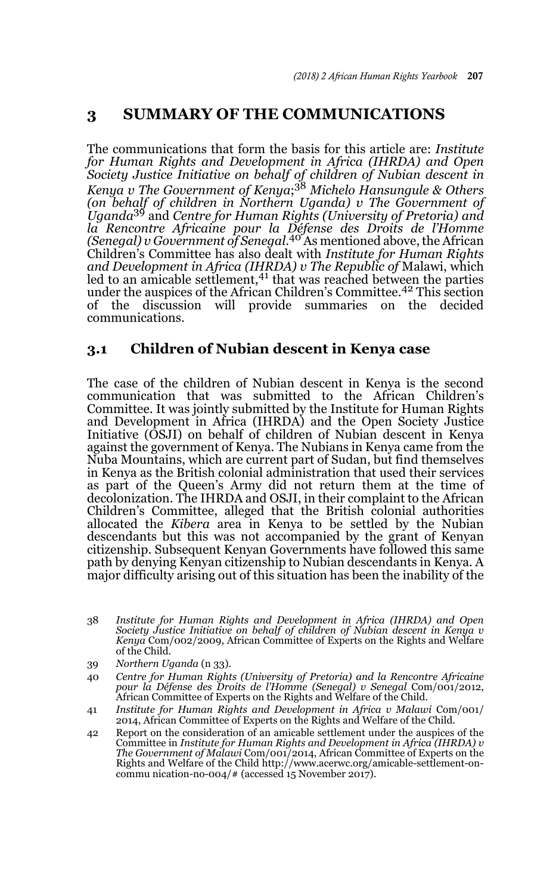## 3 SUMMARY OF THE COMMUNICATIONS

The communications that form the basis for this article are: *Institute for Human Rights and Development in Africa (IHRDA) and Open Society Justice Initiative on behalf of children of Nubian descent in Kenya v The Government of Kenya*;[38] *Michelo Hansungule & Others (on behalf of children in Northern Uganda) v The Government of Uganda*[39] and *Centre for Human Rights (University of Pretoria) and la Rencontre Africaine pour la Défense des Droits de l'Homme (Senegal) v Government of Senegal*.[40] As mentioned above, the African Children's Committee has also dealt with *Institute for Human Rights and Development in Africa (IHRDA) v The Republic of* Malawi, which led to an amicable settlement,[41] that was reached between the parties under the auspices of the African Children's Committee.[42] This section of the discussion will provide summaries on the decided communications.

### 3.1 Children of Nubian descent in Kenya case

The case of the children of Nubian descent in Kenya is the second communication that was submitted to the African Children's Committee. It was jointly submitted by the Institute for Human Rights and Development in Africa (IHRDA) and the Open Society Justice Initiative (OSJI) on behalf of children of Nubian descent in Kenya against the government of Kenya. The Nubians in Kenya came from the Nuba Mountains, which are current part of Sudan, but find themselves in Kenya as the British colonial administration that used their services as part of the Queen's Army did not return them at the time of decolonization. The IHRDA and OSJI, in their complaint to the African Children's Committee, alleged that the British colonial authorities allocated the *Kibera* area in Kenya to be settled by the Nubian descendants but this was not accompanied by the grant of Kenyan citizenship. Subsequent Kenyan Governments have followed this same path by denying Kenyan citizenship to Nubian descendants in Kenya. A major difficulty arising out of this situation has been the inability of the

38 *Institute for Human Rights and Development in Africa (IHRDA) and Open Society Justice Initiative on behalf of children of Nubian descent in Kenya v Kenya* Com/002/2009, African Committee of Experts on the Rights and Welfare of the Child.

39 *Northern Uganda* (n 33).

40 *Centre for Human Rights (University of Pretoria) and la Rencontre Africaine pour la Défense des Droits de l'Homme (Senegal) v Senegal* Com/001/2012, African Committee of Experts on the Rights and Welfare of the Child.

41 *Institute for Human Rights and Development in Africa v Malawi* Com/001/2014, African Committee of Experts on the Rights and Welfare of the Child.

42 Report on the consideration of an amicable settlement under the auspices of the Committee in *Institute for Human Rights and Development in Africa (IHRDA) v The Government of Malawi* Com/001/2014, African Committee of Experts on the Rights and Welfare of the Child http://www.acerwc.org/amicable-settlement-on-commu nication-no-004/# (accessed 15 November 2017).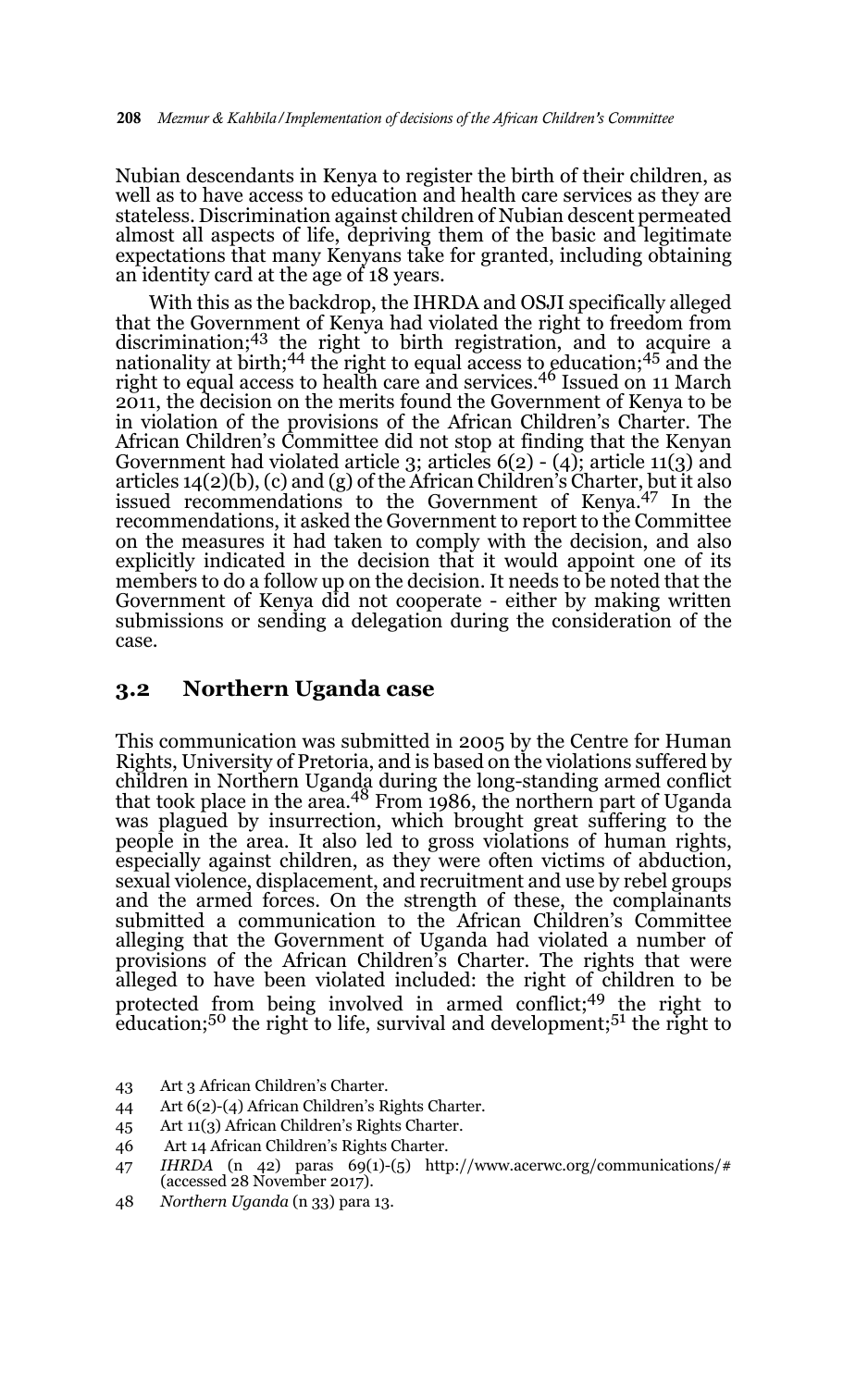Nubian descendants in Kenya to register the birth of their children, as well as to have access to education and health care services as they are stateless. Discrimination against children of Nubian descent permeated almost all aspects of life, depriving them of the basic and legitimate expectations that many Kenyans take for granted, including obtaining an identity card at the age of 18 years.

With this as the backdrop, the IHRDA and OSJI specifically alleged that the Government of Kenya had violated the right to freedom from discrimination;[43] the right to birth registration, and to acquire a nationality at birth;[44] the right to equal access to education;[45] and the right to equal access to health care and services.[46] Issued on 11 March 2011, the decision on the merits found the Government of Kenya to be in violation of the provisions of the African Children's Charter. The African Children's Committee did not stop at finding that the Kenyan Government had violated article 3; articles 6(2) - (4); article 11(3) and articles 14(2)(b), (c) and (g) of the African Children's Charter, but it also issued recommendations to the Government of Kenya.[47] In the recommendations, it asked the Government to report to the Committee on the measures it had taken to comply with the decision, and also explicitly indicated in the decision that it would appoint one of its members to do a follow up on the decision. It needs to be noted that the Government of Kenya did not cooperate - either by making written submissions or sending a delegation during the consideration of the case.

## 3.2 Northern Uganda case

This communication was submitted in 2005 by the Centre for Human Rights, University of Pretoria, and is based on the violations suffered by children in Northern Uganda during the long-standing armed conflict that took place in the area.[48] From 1986, the northern part of Uganda was plagued by insurrection, which brought great suffering to the people in the area. It also led to gross violations of human rights, especially against children, as they were often victims of abduction, sexual violence, displacement, and recruitment and use by rebel groups and the armed forces. On the strength of these, the complainants submitted a communication to the African Children's Committee alleging that the Government of Uganda had violated a number of provisions of the African Children's Charter. The rights that were alleged to have been violated included: the right of children to be protected from being involved in armed conflict;[49] the right to education;[50] the right to life, survival and development;[51] the right to

43 Art 3 African Children's Charter.

44 Art 6(2)-(4) African Children's Rights Charter.

45 Art 11(3) African Children's Rights Charter.

46 Art 14 African Children's Rights Charter.

47 *IHRDA* (n 42) paras 69(1)-(5) http://www.acerwc.org/communications/# (accessed 28 November 2017).

48 *Northern Uganda* (n 33) para 13.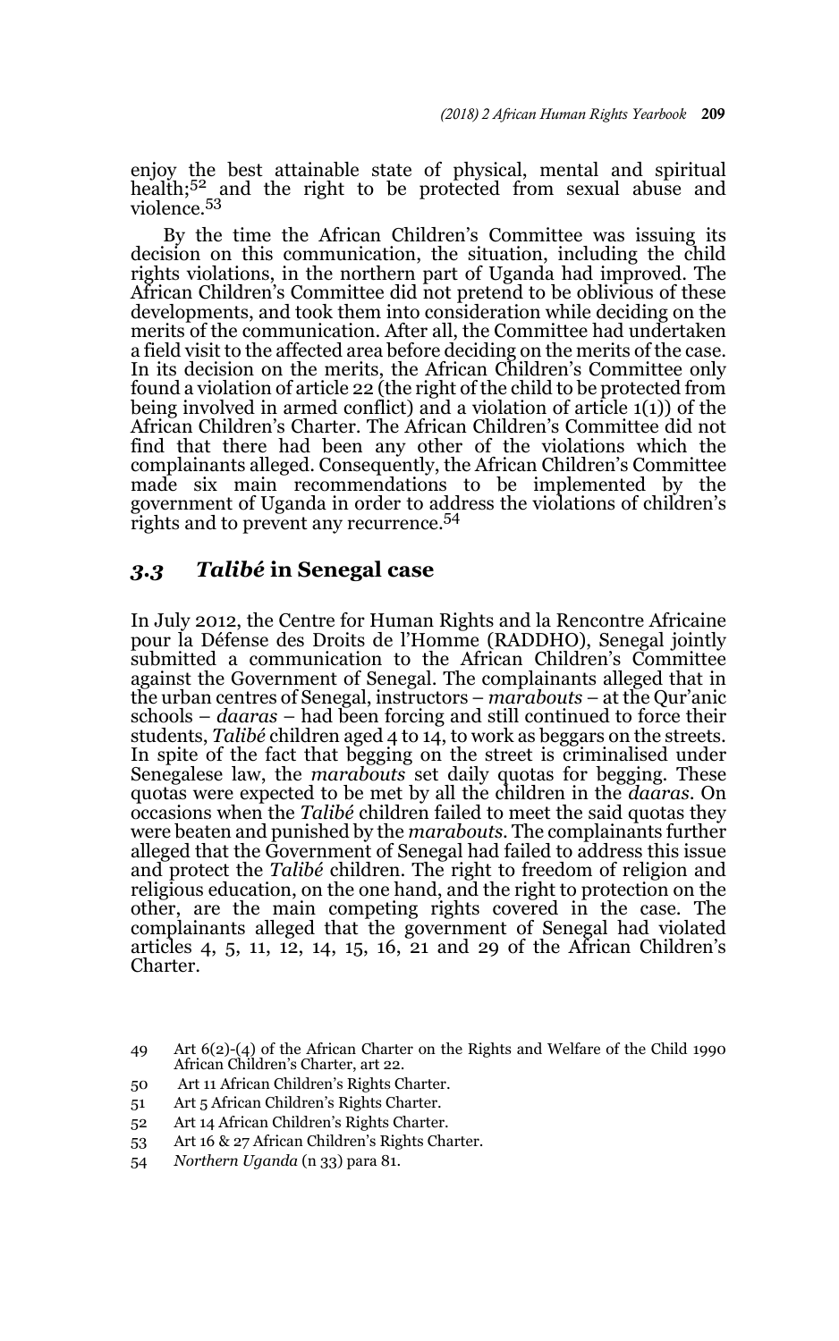enjoy the best attainable state of physical, mental and spiritual health;[52] and the right to be protected from sexual abuse and violence.[53]

By the time the African Children's Committee was issuing its decision on this communication, the situation, including the child rights violations, in the northern part of Uganda had improved. The African Children's Committee did not pretend to be oblivious of these developments, and took them into consideration while deciding on the merits of the communication. After all, the Committee had undertaken a field visit to the affected area before deciding on the merits of the case. In its decision on the merits, the African Children's Committee only found a violation of article 22 (the right of the child to be protected from being involved in armed conflict) and a violation of article 1(1)) of the African Children's Charter. The African Children's Committee did not find that there had been any other of the violations which the complainants alleged. Consequently, the African Children's Committee made six main recommendations to be implemented by the government of Uganda in order to address the violations of children's rights and to prevent any recurrence.[54]

### 3.3 *Talibé* in Senegal case

In July 2012, the Centre for Human Rights and la Rencontre Africaine pour la Défense des Droits de l'Homme (RADDHO), Senegal jointly submitted a communication to the African Children's Committee against the Government of Senegal. The complainants alleged that in the urban centres of Senegal, instructors – *marabouts* – at the Qur'anic schools – *daaras* – had been forcing and still continued to force their students, *Talibé* children aged 4 to 14, to work as beggars on the streets. In spite of the fact that begging on the street is criminalised under Senegalese law, the *marabouts* set daily quotas for begging. These quotas were expected to be met by all the children in the *daaras*. On occasions when the *Talibé* children failed to meet the said quotas they were beaten and punished by the *marabouts*. The complainants further alleged that the Government of Senegal had failed to address this issue and protect the *Talibé* children. The right to freedom of religion and religious education, on the one hand, and the right to protection on the other, are the main competing rights covered in the case. The complainants alleged that the government of Senegal had violated articles 4, 5, 11, 12, 14, 15, 16, 21 and 29 of the African Children's Charter.

49 Art 6(2)-(4) of the African Charter on the Rights and Welfare of the Child 1990 African Children's Charter, art 22.

50 Art 11 African Children's Rights Charter.

51 Art 5 African Children's Rights Charter.

52 Art 14 African Children's Rights Charter.

53 Art 16 & 27 African Children's Rights Charter.

54 *Northern Uganda* (n 33) para 81.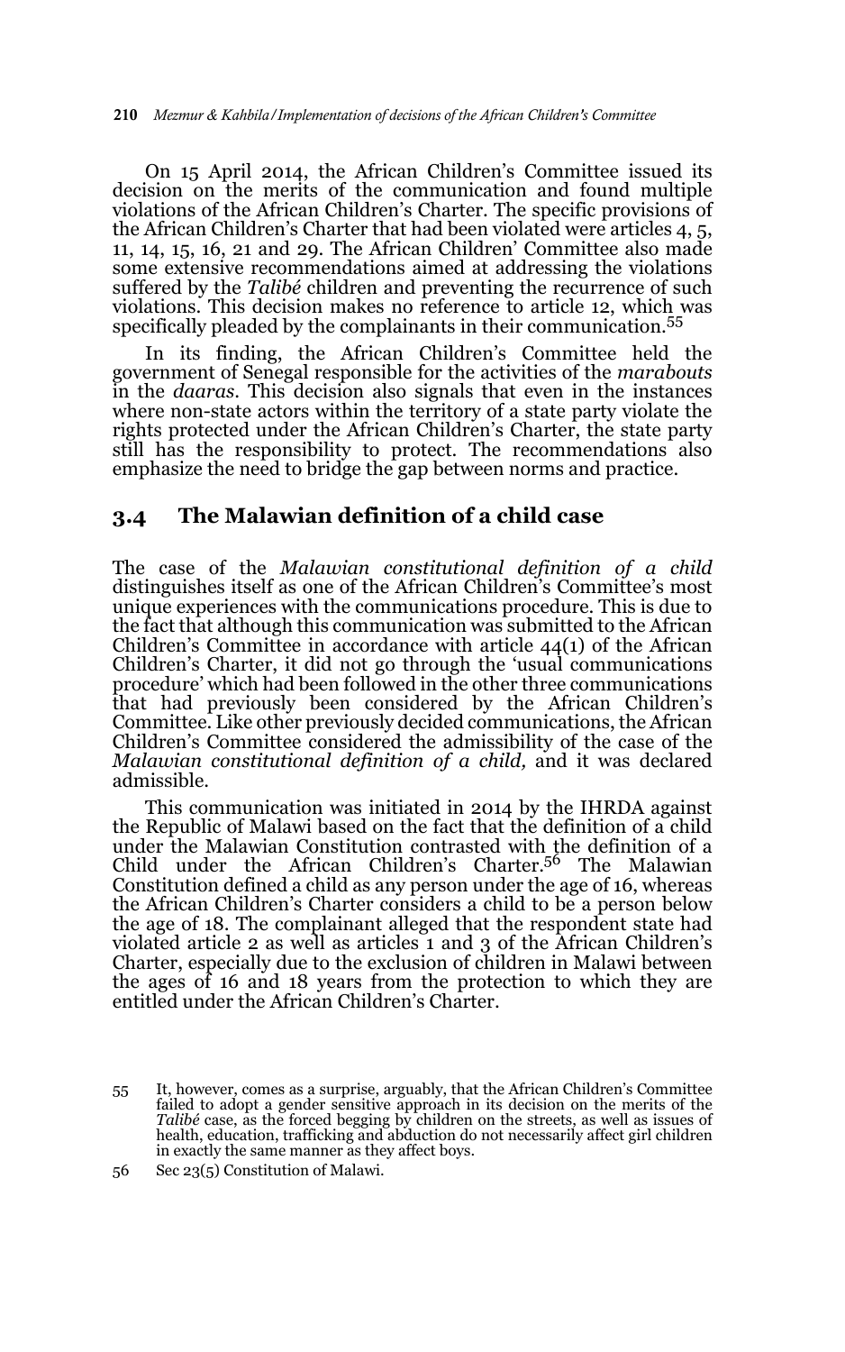On 15 April 2014, the African Children's Committee issued its decision on the merits of the communication and found multiple violations of the African Children's Charter. The specific provisions of the African Children's Charter that had been violated were articles 4, 5, 11, 14, 15, 16, 21 and 29. The African Children' Committee also made some extensive recommendations aimed at addressing the violations suffered by the *Talibé* children and preventing the recurrence of such violations. This decision makes no reference to article 12, which was specifically pleaded by the complainants in their communication.[55]

In its finding, the African Children's Committee held the government of Senegal responsible for the activities of the *marabouts* in the *daaras*. This decision also signals that even in the instances where non-state actors within the territory of a state party violate the rights protected under the African Children's Charter, the state party still has the responsibility to protect. The recommendations also emphasize the need to bridge the gap between norms and practice.

### 3.4 The Malawian definition of a child case

The case of the *Malawian constitutional definition of a child* distinguishes itself as one of the African Children's Committee's most unique experiences with the communications procedure. This is due to the fact that although this communication was submitted to the African Children's Committee in accordance with article 44(1) of the African Children's Charter, it did not go through the 'usual communications procedure' which had been followed in the other three communications that had previously been considered by the African Children's Committee. Like other previously decided communications, the African Children's Committee considered the admissibility of the case of the *Malawian constitutional definition of a child,* and it was declared admissible.

This communication was initiated in 2014 by the IHRDA against the Republic of Malawi based on the fact that the definition of a child under the Malawian Constitution contrasted with the definition of a Child under the African Children's Charter.[56] The Malawian Constitution defined a child as any person under the age of 16, whereas the African Children's Charter considers a child to be a person below the age of 18. The complainant alleged that the respondent state had violated article 2 as well as articles 1 and 3 of the African Children's Charter, especially due to the exclusion of children in Malawi between the ages of 16 and 18 years from the protection to which they are entitled under the African Children's Charter.

---

55 It, however, comes as a surprise, arguably, that the African Children's Committee failed to adopt a gender sensitive approach in its decision on the merits of the *Talibé* case, as the forced begging by children on the streets, as well as issues of health, education, trafficking and abduction do not necessarily affect girl children in exactly the same manner as they affect boys.

56 Sec 23(5) Constitution of Malawi.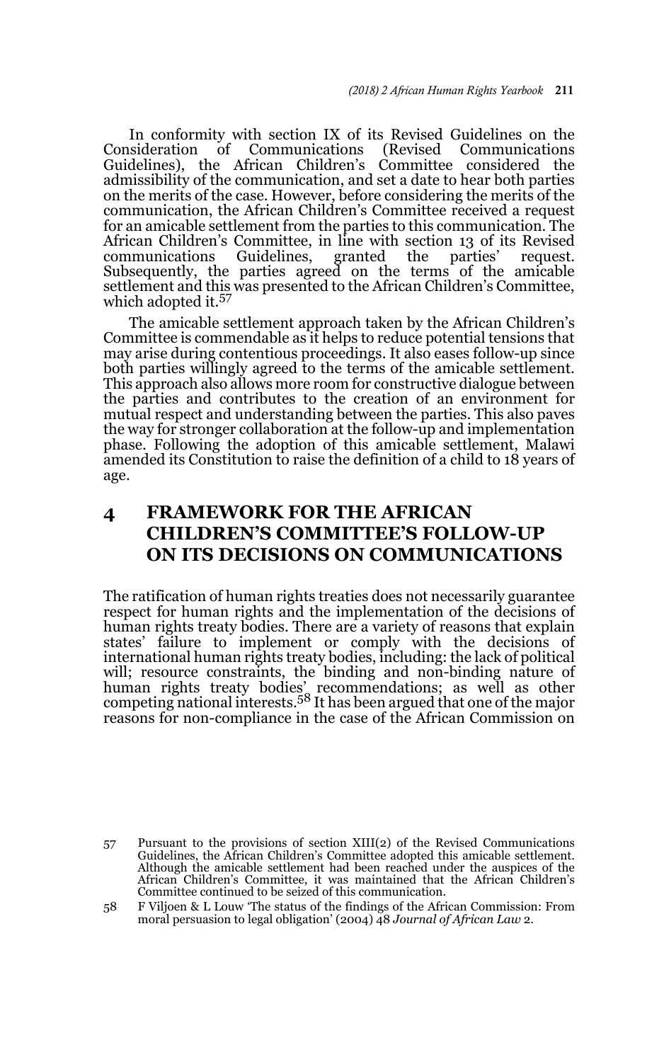In conformity with section IX of its Revised Guidelines on the Consideration of Communications (Revised Communications Guidelines), the African Children's Committee considered the admissibility of the communication, and set a date to hear both parties on the merits of the case. However, before considering the merits of the communication, the African Children's Committee received a request for an amicable settlement from the parties to this communication. The African Children's Committee, in line with section 13 of its Revised communications Guidelines, granted the parties' request. Subsequently, the parties agreed on the terms of the amicable settlement and this was presented to the African Children's Committee, which adopted it.[57]

The amicable settlement approach taken by the African Children's Committee is commendable as it helps to reduce potential tensions that may arise during contentious proceedings. It also eases follow-up since both parties willingly agreed to the terms of the amicable settlement. This approach also allows more room for constructive dialogue between the parties and contributes to the creation of an environment for mutual respect and understanding between the parties. This also paves the way for stronger collaboration at the follow-up and implementation phase. Following the adoption of this amicable settlement, Malawi amended its Constitution to raise the definition of a child to 18 years of age.

## 4 FRAMEWORK FOR THE AFRICAN CHILDREN'S COMMITTEE'S FOLLOW-UP ON ITS DECISIONS ON COMMUNICATIONS

The ratification of human rights treaties does not necessarily guarantee respect for human rights and the implementation of the decisions of human rights treaty bodies. There are a variety of reasons that explain states' failure to implement or comply with the decisions of international human rights treaty bodies, including: the lack of political will; resource constraints, the binding and non-binding nature of human rights treaty bodies' recommendations; as well as other competing national interests.[58] It has been argued that one of the major reasons for non-compliance in the case of the African Commission on

---

57 Pursuant to the provisions of section XIII(2) of the Revised Communications Guidelines, the African Children's Committee adopted this amicable settlement. Although the amicable settlement had been reached under the auspices of the African Children's Committee, it was maintained that the African Children's Committee continued to be seized of this communication.

58 F Viljoen & L Louw 'The status of the findings of the African Commission: From moral persuasion to legal obligation' (2004) 48 *Journal of African Law* 2.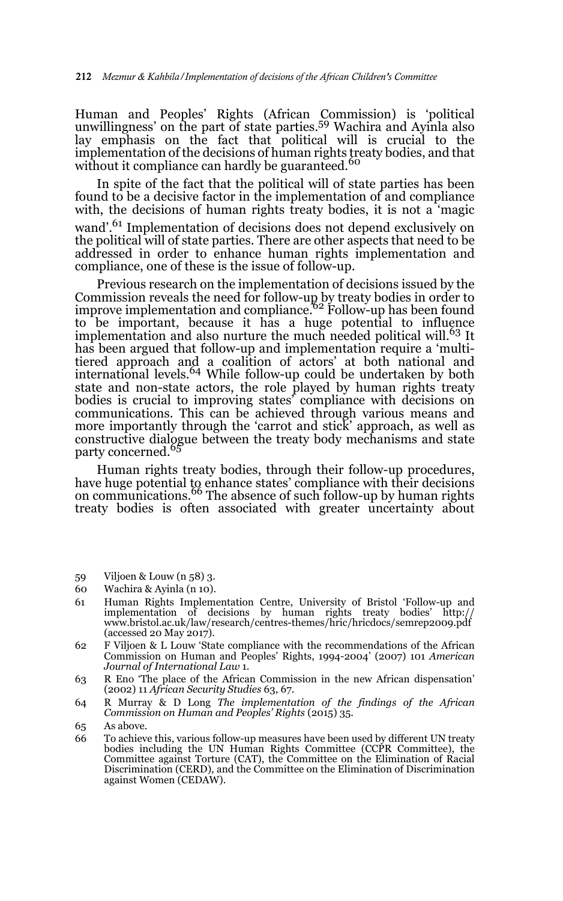Human and Peoples' Rights (African Commission) is 'political unwillingness' on the part of state parties.[59] Wachira and Ayinla also lay emphasis on the fact that political will is crucial to the implementation of the decisions of human rights treaty bodies, and that without it compliance can hardly be guaranteed.[60]

In spite of the fact that the political will of state parties has been found to be a decisive factor in the implementation of and compliance with, the decisions of human rights treaty bodies, it is not a 'magic wand'.[61] Implementation of decisions does not depend exclusively on the political will of state parties. There are other aspects that need to be addressed in order to enhance human rights implementation and compliance, one of these is the issue of follow-up.

Previous research on the implementation of decisions issued by the Commission reveals the need for follow-up by treaty bodies in order to improve implementation and compliance.[62] Follow-up has been found to be important, because it has a huge potential to influence implementation and also nurture the much needed political will.[63] It has been argued that follow-up and implementation require a 'multi-tiered approach and a coalition of actors' at both national and international levels.[64] While follow-up could be undertaken by both state and non-state actors, the role played by human rights treaty bodies is crucial to improving states' compliance with decisions on communications. This can be achieved through various means and more importantly through the 'carrot and stick' approach, as well as constructive dialogue between the treaty body mechanisms and state party concerned.[65]

Human rights treaty bodies, through their follow-up procedures, have huge potential to enhance states' compliance with their decisions on communications.[66] The absence of such follow-up by human rights treaty bodies is often associated with greater uncertainty about

---

59 Viljoen & Louw (n 58) 3.

60 Wachira & Ayinla (n 10).

61 Human Rights Implementation Centre, University of Bristol 'Follow-up and implementation of decisions by human rights treaty bodies' http://www.bristol.ac.uk/law/research/centres-themes/hric/hricdocs/semrep2009.pdf (accessed 20 May 2017).

62 F Viljoen & L Louw 'State compliance with the recommendations of the African Commission on Human and Peoples' Rights, 1994-2004' (2007) 101 *American Journal of International Law* 1.

63 R Eno 'The place of the African Commission in the new African dispensation' (2002) 11 *African Security Studies* 63, 67.

64 R Murray & D Long *The implementation of the findings of the African Commission on Human and Peoples' Rights* (2015) 35.

65 As above.

66 To achieve this, various follow-up measures have been used by different UN treaty bodies including the UN Human Rights Committee (CCPR Committee), the Committee against Torture (CAT), the Committee on the Elimination of Racial Discrimination (CERD), and the Committee on the Elimination of Discrimination against Women (CEDAW).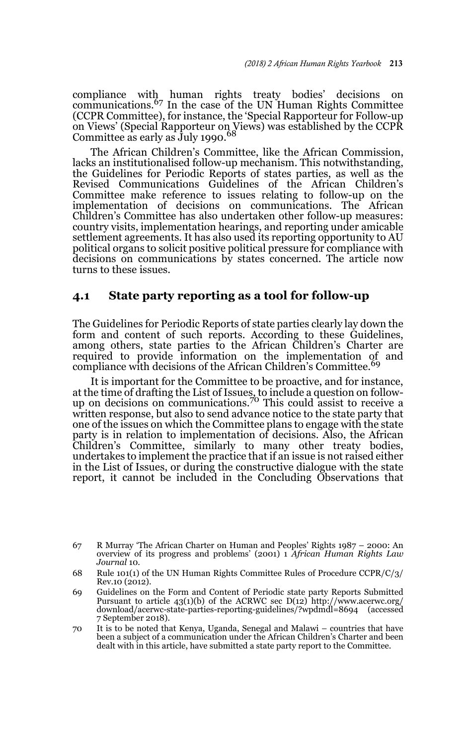compliance with human rights treaty bodies' decisions on communications.[67] In the case of the UN Human Rights Committee (CCPR Committee), for instance, the 'Special Rapporteur for Follow-up on Views' (Special Rapporteur on Views) was established by the CCPR Committee as early as July 1990.[68]

The African Children's Committee, like the African Commission, lacks an institutionalised follow-up mechanism. This notwithstanding, the Guidelines for Periodic Reports of states parties, as well as the Revised Communications Guidelines of the African Children's Committee make reference to issues relating to follow-up on the implementation of decisions on communications. The African Children's Committee has also undertaken other follow-up measures: country visits, implementation hearings, and reporting under amicable settlement agreements. It has also used its reporting opportunity to AU political organs to solicit positive political pressure for compliance with decisions on communications by states concerned. The article now turns to these issues.

## 4.1 State party reporting as a tool for follow-up

The Guidelines for Periodic Reports of state parties clearly lay down the form and content of such reports. According to these Guidelines, among others, state parties to the African Children's Charter are required to provide information on the implementation of and compliance with decisions of the African Children's Committee.[69]

It is important for the Committee to be proactive, and for instance, at the time of drafting the List of Issues, to include a question on follow-up on decisions on communications.[70] This could assist to receive a written response, but also to send advance notice to the state party that one of the issues on which the Committee plans to engage with the state party is in relation to implementation of decisions. Also, the African Children's Committee, similarly to many other treaty bodies, undertakes to implement the practice that if an issue is not raised either in the List of Issues, or during the constructive dialogue with the state report, it cannot be included in the Concluding Observations that

---

67 R Murray 'The African Charter on Human and Peoples' Rights 1987 – 2000: An overview of its progress and problems' (2001) 1 *African Human Rights Law Journal* 10.

68 Rule 101(1) of the UN Human Rights Committee Rules of Procedure CCPR/C/3/Rev.10 (2012).

69 Guidelines on the Form and Content of Periodic state party Reports Submitted Pursuant to article 43(1)(b) of the ACRWC sec D(12) http://www.acerwc.org/download/acerwc-state-parties-reporting-guidelines/?wpdmdl=8694 (accessed 7 September 2018).

70 It is to be noted that Kenya, Uganda, Senegal and Malawi – countries that have been a subject of a communication under the African Children's Charter and been dealt with in this article, have submitted a state party report to the Committee.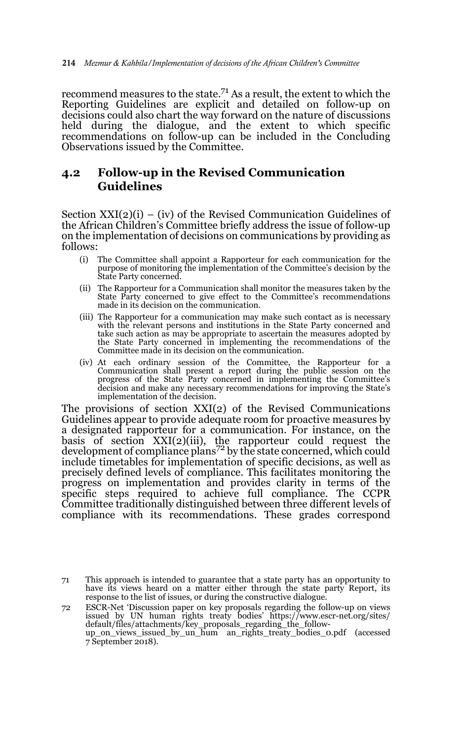recommend measures to the state.[71] As a result, the extent to which the Reporting Guidelines are explicit and detailed on follow-up on decisions could also chart the way forward on the nature of discussions held during the dialogue, and the extent to which specific recommendations on follow-up can be included in the Concluding Observations issued by the Committee.

## 4.2 Follow-up in the Revised Communication Guidelines

Section XXI(2)(i) – (iv) of the Revised Communication Guidelines of the African Children's Committee briefly address the issue of follow-up on the implementation of decisions on communications by providing as follows:

> (i) The Committee shall appoint a Rapporteur for each communication for the purpose of monitoring the implementation of the Committee's decision by the State Party concerned.
>
> (ii) The Rapporteur for a Communication shall monitor the measures taken by the State Party concerned to give effect to the Committee's recommendations made in its decision on the communication.
>
> (iii) The Rapporteur for a communication may make such contact as is necessary with the relevant persons and institutions in the State Party concerned and take such action as may be appropriate to ascertain the measures adopted by the State Party concerned in implementing the recommendations of the Committee made in its decision on the communication.
>
> (iv) At each ordinary session of the Committee, the Rapporteur for a Communication shall present a report during the public session on the progress of the State Party concerned in implementing the Committee's decision and make any necessary recommendations for improving the State's implementation of the decision.

The provisions of section XXI(2) of the Revised Communications Guidelines appear to provide adequate room for proactive measures by a designated rapporteur for a communication. For instance, on the basis of section XXI(2)(iii), the rapporteur could request the development of compliance plans[72] by the state concerned, which could include timetables for implementation of specific decisions, as well as precisely defined levels of compliance. This facilitates monitoring the progress on implementation and provides clarity in terms of the specific steps required to achieve full compliance. The CCPR Committee traditionally distinguished between three different levels of compliance with its recommendations. These grades correspond

---

71 This approach is intended to guarantee that a state party has an opportunity to have its views heard on a matter either through the state party Report, its response to the list of issues, or during the constructive dialogue.

72 ESCR-Net 'Discussion paper on key proposals regarding the follow-up on views issued by UN human rights treaty bodies' https://www.escr-net.org/sites/default/files/attachments/key_proposals_regarding_the_follow-up_on_views_issued_by_un_human_rights_treaty_bodies_0.pdf (accessed 7 September 2018).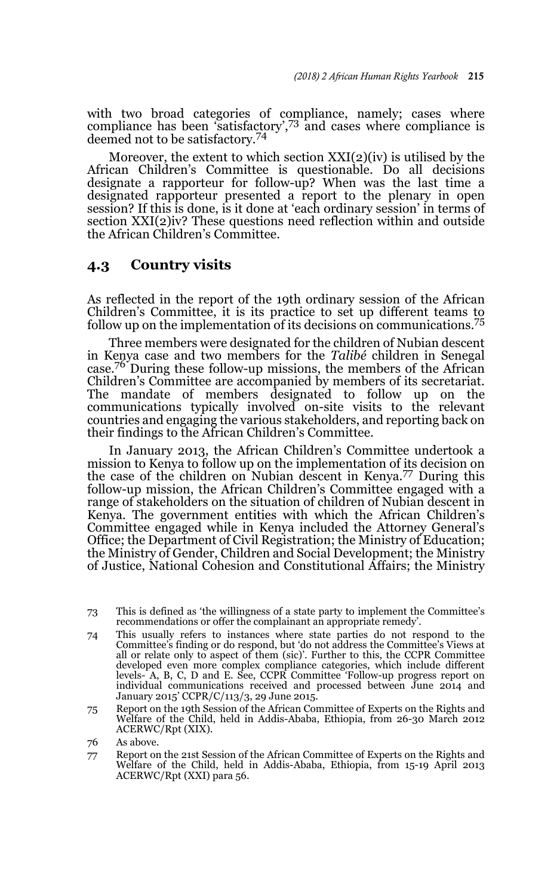with two broad categories of compliance, namely; cases where compliance has been 'satisfactory',[73] and cases where compliance is deemed not to be satisfactory.[74]

Moreover, the extent to which section XXI(2)(iv) is utilised by the African Children's Committee is questionable. Do all decisions designate a rapporteur for follow-up? When was the last time a designated rapporteur presented a report to the plenary in open session? If this is done, is it done at 'each ordinary session' in terms of section XXI(2)iv? These questions need reflection within and outside the African Children's Committee.

## 4.3 Country visits

As reflected in the report of the 19th ordinary session of the African Children's Committee, it is its practice to set up different teams to follow up on the implementation of its decisions on communications.[75]

Three members were designated for the children of Nubian descent in Kenya case and two members for the *Talibé* children in Senegal case.[76] During these follow-up missions, the members of the African Children's Committee are accompanied by members of its secretariat. The mandate of members designated to follow up on the communications typically involved on-site visits to the relevant countries and engaging the various stakeholders, and reporting back on their findings to the African Children's Committee.

In January 2013, the African Children's Committee undertook a mission to Kenya to follow up on the implementation of its decision on the case of the children on Nubian descent in Kenya.[77] During this follow-up mission, the African Children's Committee engaged with a range of stakeholders on the situation of children of Nubian descent in Kenya. The government entities with which the African Children's Committee engaged while in Kenya included the Attorney General's Office; the Department of Civil Registration; the Ministry of Education; the Ministry of Gender, Children and Social Development; the Ministry of Justice, National Cohesion and Constitutional Affairs; the Ministry

---

73 This is defined as 'the willingness of a state party to implement the Committee's recommendations or offer the complainant an appropriate remedy'.

74 This usually refers to instances where state parties do not respond to the Committee's finding or do respond, but 'do not address the Committee's Views at all or relate only to aspect of them (sic)'. Further to this, the CCPR Committee developed even more complex compliance categories, which include different levels- A, B, C, D and E. See, CCPR Committee 'Follow-up progress report on individual communications received and processed between June 2014 and January 2015' CCPR/C/113/3, 29 June 2015.

75 Report on the 19th Session of the African Committee of Experts on the Rights and Welfare of the Child, held in Addis-Ababa, Ethiopia, from 26-30 March 2012 ACERWC/Rpt (XIX).

76 As above.

77 Report on the 21st Session of the African Committee of Experts on the Rights and Welfare of the Child, held in Addis-Ababa, Ethiopia, from 15-19 April 2013 ACERWC/Rpt (XXI) para 56.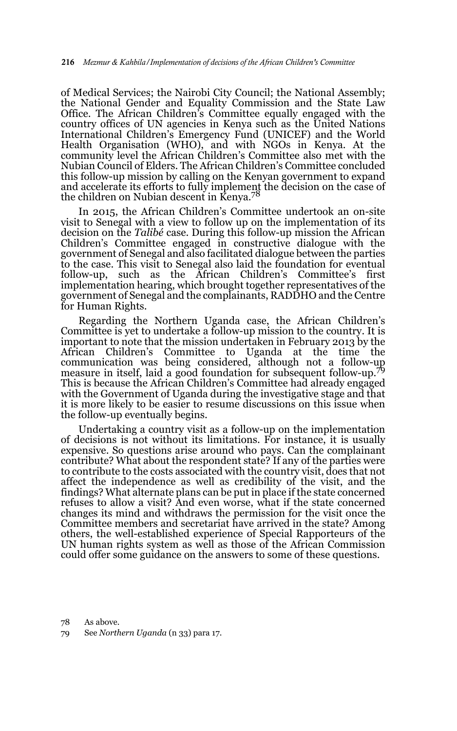of Medical Services; the Nairobi City Council; the National Assembly; the National Gender and Equality Commission and the State Law Office. The African Children's Committee equally engaged with the country offices of UN agencies in Kenya such as the United Nations International Children's Emergency Fund (UNICEF) and the World Health Organisation (WHO), and with NGOs in Kenya. At the community level the African Children's Committee also met with the Nubian Council of Elders. The African Children's Committee concluded this follow-up mission by calling on the Kenyan government to expand and accelerate its efforts to fully implement the decision on the case of the children on Nubian descent in Kenya.[78]

In 2015, the African Children's Committee undertook an on-site visit to Senegal with a view to follow up on the implementation of its decision on the *Talibé* case. During this follow-up mission the African Children's Committee engaged in constructive dialogue with the government of Senegal and also facilitated dialogue between the parties to the case. This visit to Senegal also laid the foundation for eventual follow-up, such as the African Children's Committee's first implementation hearing, which brought together representatives of the government of Senegal and the complainants, RADDHO and the Centre for Human Rights.

Regarding the Northern Uganda case, the African Children's Committee is yet to undertake a follow-up mission to the country. It is important to note that the mission undertaken in February 2013 by the African Children's Committee to Uganda at the time the communication was being considered, although not a follow-up measure in itself, laid a good foundation for subsequent follow-up.[79] This is because the African Children's Committee had already engaged with the Government of Uganda during the investigative stage and that it is more likely to be easier to resume discussions on this issue when the follow-up eventually begins.

Undertaking a country visit as a follow-up on the implementation of decisions is not without its limitations. For instance, it is usually expensive. So questions arise around who pays. Can the complainant contribute? What about the respondent state? If any of the parties were to contribute to the costs associated with the country visit, does that not affect the independence as well as credibility of the visit, and the findings? What alternate plans can be put in place if the state concerned refuses to allow a visit? And even worse, what if the state concerned changes its mind and withdraws the permission for the visit once the Committee members and secretariat have arrived in the state? Among others, the well-established experience of Special Rapporteurs of the UN human rights system as well as those of the African Commission could offer some guidance on the answers to some of these questions.

78 As above.

79 See *Northern Uganda* (n 33) para 17.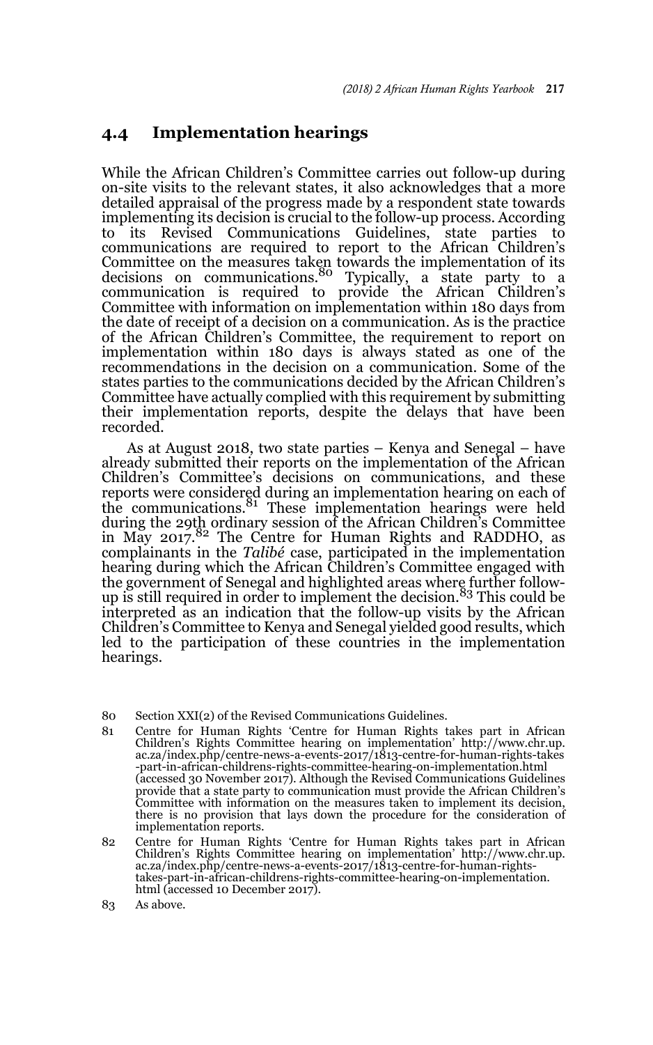## 4.4 Implementation hearings

While the African Children's Committee carries out follow-up during on-site visits to the relevant states, it also acknowledges that a more detailed appraisal of the progress made by a respondent state towards implementing its decision is crucial to the follow-up process. According to its Revised Communications Guidelines, state parties to communications are required to report to the African Children's Committee on the measures taken towards the implementation of its decisions on communications.[80] Typically, a state party to a communication is required to provide the African Children's Committee with information on implementation within 180 days from the date of receipt of a decision on a communication. As is the practice of the African Children's Committee, the requirement to report on implementation within 180 days is always stated as one of the recommendations in the decision on a communication. Some of the states parties to the communications decided by the African Children's Committee have actually complied with this requirement by submitting their implementation reports, despite the delays that have been recorded.

As at August 2018, two state parties – Kenya and Senegal – have already submitted their reports on the implementation of the African Children's Committee's decisions on communications, and these reports were considered during an implementation hearing on each of the communications.[81] These implementation hearings were held during the 29th ordinary session of the African Children's Committee in May 2017.[82] The Centre for Human Rights and RADDHO, as complainants in the *Talibé* case, participated in the implementation hearing during which the African Children's Committee engaged with the government of Senegal and highlighted areas where further follow-up is still required in order to implement the decision.[83] This could be interpreted as an indication that the follow-up visits by the African Children's Committee to Kenya and Senegal yielded good results, which led to the participation of these countries in the implementation hearings.

80 Section XXI(2) of the Revised Communications Guidelines.

81 Centre for Human Rights 'Centre for Human Rights takes part in African Children's Rights Committee hearing on implementation' http://www.chr.up.ac.za/index.php/centre-news-a-events-2017/1813-centre-for-human-rights-takes-part-in-african-childrens-rights-committee-hearing-on-implementation.html (accessed 30 November 2017). Although the Revised Communications Guidelines provide that a state party to communication must provide the African Children's Committee with information on the measures taken to implement its decision, there is no provision that lays down the procedure for the consideration of implementation reports.

82 Centre for Human Rights 'Centre for Human Rights takes part in African Children's Rights Committee hearing on implementation' http://www.chr.up.ac.za/index.php/centre-news-a-events-2017/1813-centre-for-human-rights-takes-part-in-african-childrens-rights-committee-hearing-on-implementation.html (accessed 10 December 2017).

83 As above.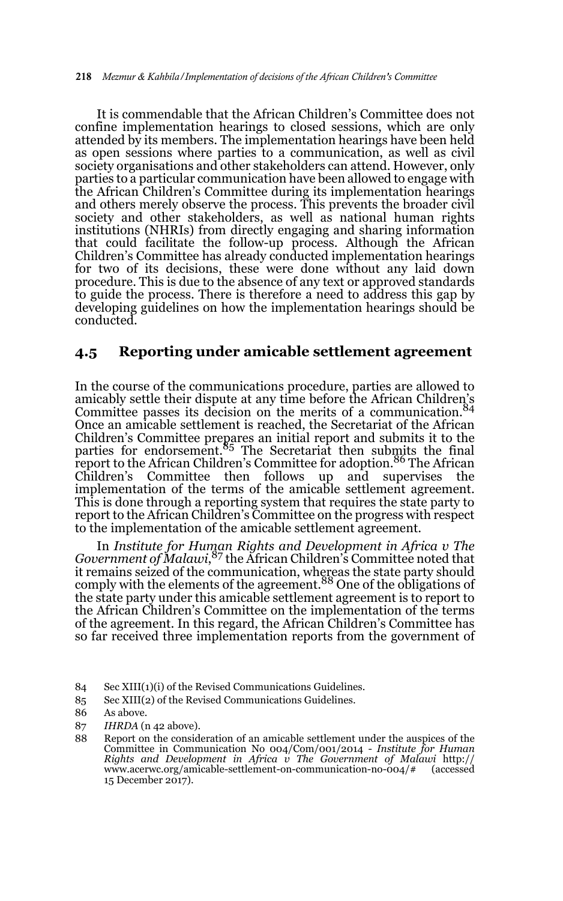It is commendable that the African Children's Committee does not confine implementation hearings to closed sessions, which are only attended by its members. The implementation hearings have been held as open sessions where parties to a communication, as well as civil society organisations and other stakeholders can attend. However, only parties to a particular communication have been allowed to engage with the African Children's Committee during its implementation hearings and others merely observe the process. This prevents the broader civil society and other stakeholders, as well as national human rights institutions (NHRIs) from directly engaging and sharing information that could facilitate the follow-up process. Although the African Children's Committee has already conducted implementation hearings for two of its decisions, these were done without any laid down procedure. This is due to the absence of any text or approved standards to guide the process. There is therefore a need to address this gap by developing guidelines on how the implementation hearings should be conducted.

## 4.5 Reporting under amicable settlement agreement

In the course of the communications procedure, parties are allowed to amicably settle their dispute at any time before the African Children's Committee passes its decision on the merits of a communication.[84] Once an amicable settlement is reached, the Secretariat of the African Children's Committee prepares an initial report and submits it to the parties for endorsement.[85] The Secretariat then submits the final report to the African Children's Committee for adoption.[86] The African Children's Committee then follows up and supervises the implementation of the terms of the amicable settlement agreement. This is done through a reporting system that requires the state party to report to the African Children's Committee on the progress with respect to the implementation of the amicable settlement agreement.

In *Institute for Human Rights and Development in Africa v The Government of Malawi*,[87] the African Children's Committee noted that it remains seized of the communication, whereas the state party should comply with the elements of the agreement.[88] One of the obligations of the state party under this amicable settlement agreement is to report to the African Children's Committee on the implementation of the terms of the agreement. In this regard, the African Children's Committee has so far received three implementation reports from the government of

84 Sec XIII(1)(i) of the Revised Communications Guidelines.

85 Sec XIII(2) of the Revised Communications Guidelines.

86 As above.

87 *IHRDA* (n 42 above).

88 Report on the consideration of an amicable settlement under the auspices of the Committee in Communication No 004/Com/001/2014 - *Institute for Human Rights and Development in Africa v The Government of Malawi* http://www.acerwc.org/amicable-settlement-on-communication-no-004/# (accessed 15 December 2017).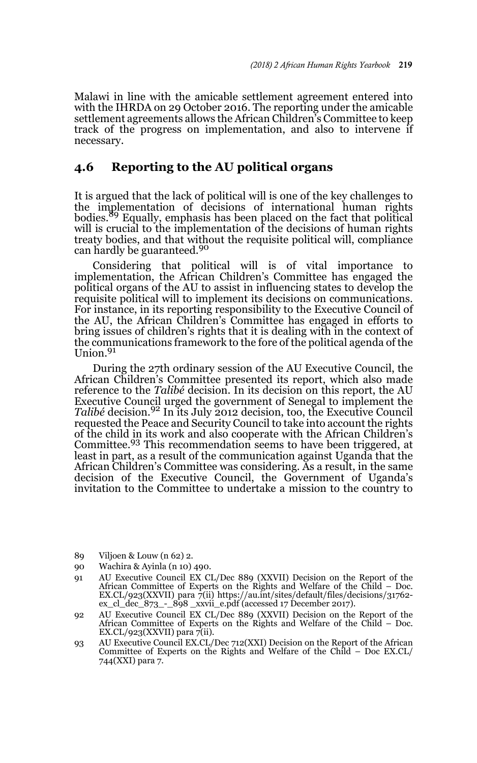Malawi in line with the amicable settlement agreement entered into with the IHRDA on 29 October 2016. The reporting under the amicable settlement agreements allows the African Children's Committee to keep track of the progress on implementation, and also to intervene if necessary.

## 4.6 Reporting to the AU political organs

It is argued that the lack of political will is one of the key challenges to the implementation of decisions of international human rights bodies.[89] Equally, emphasis has been placed on the fact that political will is crucial to the implementation of the decisions of human rights treaty bodies, and that without the requisite political will, compliance can hardly be guaranteed.[90]

Considering that political will is of vital importance to implementation, the African Children's Committee has engaged the political organs of the AU to assist in influencing states to develop the requisite political will to implement its decisions on communications. For instance, in its reporting responsibility to the Executive Council of the AU, the African Children's Committee has engaged in efforts to bring issues of children's rights that it is dealing with in the context of the communications framework to the fore of the political agenda of the Union.[91]

During the 27th ordinary session of the AU Executive Council, the African Children's Committee presented its report, which also made reference to the *Talibé* decision. In its decision on this report, the AU Executive Council urged the government of Senegal to implement the *Talibé* decision.[92] In its July 2012 decision, too, the Executive Council requested the Peace and Security Council to take into account the rights of the child in its work and also cooperate with the African Children's Committee.[93] This recommendation seems to have been triggered, at least in part, as a result of the communication against Uganda that the African Children's Committee was considering. As a result, in the same decision of the Executive Council, the Government of Uganda's invitation to the Committee to undertake a mission to the country to

89 Viljoen & Louw (n 62) 2.

90 Wachira & Ayinla (n 10) 490.

91 AU Executive Council EX CL/Dec 889 (XXVII) Decision on the Report of the African Committee of Experts on the Rights and Welfare of the Child – Doc. EX.CL/923(XXVII) para 7(ii) https://au.int/sites/default/files/decisions/31762-ex_cl_dec_873_-_898 _xxvii_e.pdf (accessed 17 December 2017).

92 AU Executive Council EX CL/Dec 889 (XXVII) Decision on the Report of the African Committee of Experts on the Rights and Welfare of the Child – Doc. EX.CL/923(XXVII) para 7(ii).

93 AU Executive Council EX.CL/Dec 712(XXI) Decision on the Report of the African Committee of Experts on the Rights and Welfare of the Child – Doc EX.CL/744(XXI) para 7.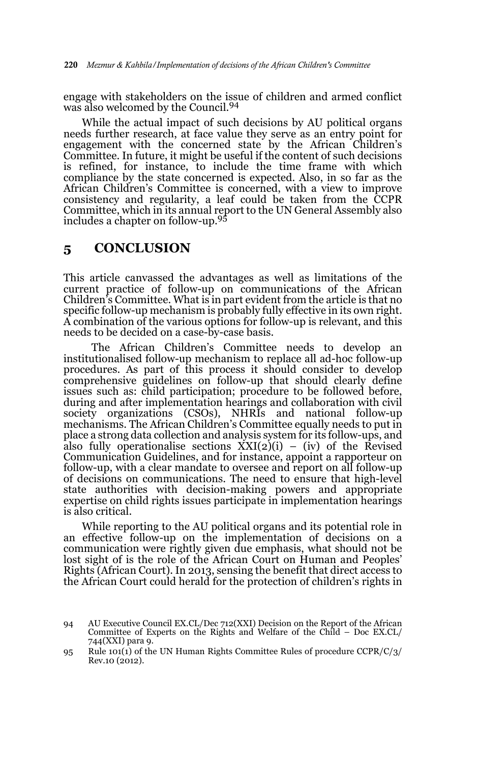engage with stakeholders on the issue of children and armed conflict was also welcomed by the Council.[94]

While the actual impact of such decisions by AU political organs needs further research, at face value they serve as an entry point for engagement with the concerned state by the African Children's Committee. In future, it might be useful if the content of such decisions is refined, for instance, to include the time frame with which compliance by the state concerned is expected. Also, in so far as the African Children's Committee is concerned, with a view to improve consistency and regularity, a leaf could be taken from the CCPR Committee, which in its annual report to the UN General Assembly also includes a chapter on follow-up.[95]

## 5 CONCLUSION

This article canvassed the advantages as well as limitations of the current practice of follow-up on communications of the African Children's Committee. What is in part evident from the article is that no specific follow-up mechanism is probably fully effective in its own right. A combination of the various options for follow-up is relevant, and this needs to be decided on a case-by-case basis.

The African Children's Committee needs to develop an institutionalised follow-up mechanism to replace all ad-hoc follow-up procedures. As part of this process it should consider to develop comprehensive guidelines on follow-up that should clearly define issues such as: child participation; procedure to be followed before, during and after implementation hearings and collaboration with civil society organizations (CSOs), NHRIs and national follow-up mechanisms. The African Children's Committee equally needs to put in place a strong data collection and analysis system for its follow-ups, and also fully operationalise sections XXI(2)(i) – (iv) of the Revised Communication Guidelines, and for instance, appoint a rapporteur on follow-up, with a clear mandate to oversee and report on all follow-up of decisions on communications. The need to ensure that high-level state authorities with decision-making powers and appropriate expertise on child rights issues participate in implementation hearings is also critical.

While reporting to the AU political organs and its potential role in an effective follow-up on the implementation of decisions on a communication were rightly given due emphasis, what should not be lost sight of is the role of the African Court on Human and Peoples' Rights (African Court). In 2013, sensing the benefit that direct access to the African Court could herald for the protection of children's rights in

94 AU Executive Council EX.CL/Dec 712(XXI) Decision on the Report of the African Committee of Experts on the Rights and Welfare of the Child – Doc EX.CL/744(XXI) para 9.

95 Rule 101(1) of the UN Human Rights Committee Rules of procedure CCPR/C/3/Rev.10 (2012).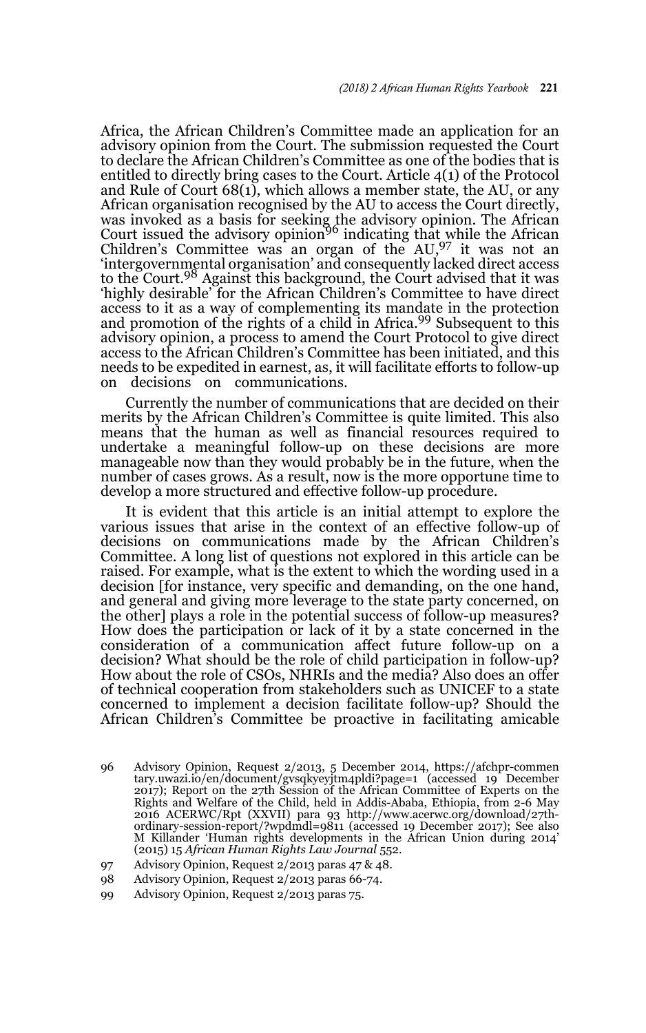Africa, the African Children's Committee made an application for an advisory opinion from the Court. The submission requested the Court to declare the African Children's Committee as one of the bodies that is entitled to directly bring cases to the Court. Article 4(1) of the Protocol and Rule of Court 68(1), which allows a member state, the AU, or any African organisation recognised by the AU to access the Court directly, was invoked as a basis for seeking the advisory opinion. The African Court issued the advisory opinion[96] indicating that while the African Children's Committee was an organ of the AU,[97] it was not an 'intergovernmental organisation' and consequently lacked direct access to the Court.[98] Against this background, the Court advised that it was 'highly desirable' for the African Children's Committee to have direct access to it as a way of complementing its mandate in the protection and promotion of the rights of a child in Africa.[99] Subsequent to this advisory opinion, a process to amend the Court Protocol to give direct access to the African Children's Committee has been initiated, and this needs to be expedited in earnest, as, it will facilitate efforts to follow-up on decisions on communications.

Currently the number of communications that are decided on their merits by the African Children's Committee is quite limited. This also means that the human as well as financial resources required to undertake a meaningful follow-up on these decisions are more manageable now than they would probably be in the future, when the number of cases grows. As a result, now is the more opportune time to develop a more structured and effective follow-up procedure.

It is evident that this article is an initial attempt to explore the various issues that arise in the context of an effective follow-up of decisions on communications made by the African Children's Committee. A long list of questions not explored in this article can be raised. For example, what is the extent to which the wording used in a decision [for instance, very specific and demanding, on the one hand, and general and giving more leverage to the state party concerned, on the other] plays a role in the potential success of follow-up measures? How does the participation or lack of it by a state concerned in the consideration of a communication affect future follow-up on a decision? What should be the role of child participation in follow-up? How about the role of CSOs, NHRIs and the media? Also does an offer of technical cooperation from stakeholders such as UNICEF to a state concerned to implement a decision facilitate follow-up? Should the African Children's Committee be proactive in facilitating amicable

---

96 Advisory Opinion, Request 2/2013, 5 December 2014, https://afchpr-commentary.uwazi.io/en/document/gvsqkyeyjtm4pldi?page=1 (accessed 19 December 2017); Report on the 27th Session of the African Committee of Experts on the Rights and Welfare of the Child, held in Addis-Ababa, Ethiopia, from 2-6 May 2016 ACERWC/Rpt (XXVII) para 93 http://www.acerwc.org/download/27th-ordinary-session-report/?wpdmdl=9811 (accessed 19 December 2017); See also M Killander 'Human rights developments in the African Union during 2014' (2015) 15 *African Human Rights Law Journal* 552.

97 Advisory Opinion, Request 2/2013 paras 47 & 48.

98 Advisory Opinion, Request 2/2013 paras 66-74.

99 Advisory Opinion, Request 2/2013 paras 75.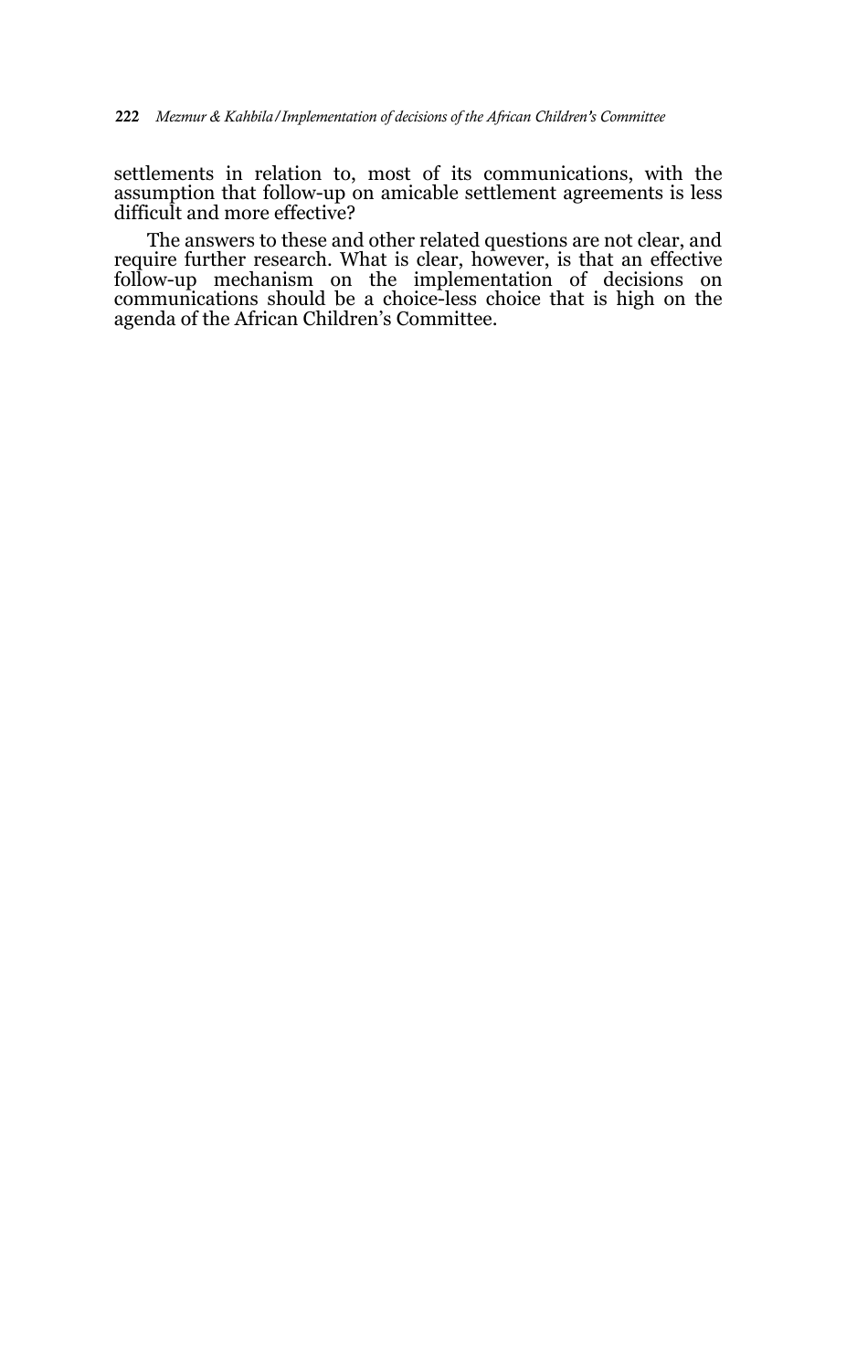settlements in relation to, most of its communications, with the assumption that follow-up on amicable settlement agreements is less difficult and more effective?

The answers to these and other related questions are not clear, and require further research. What is clear, however, is that an effective follow-up mechanism on the implementation of decisions on communications should be a choice-less choice that is high on the agenda of the African Children's Committee.